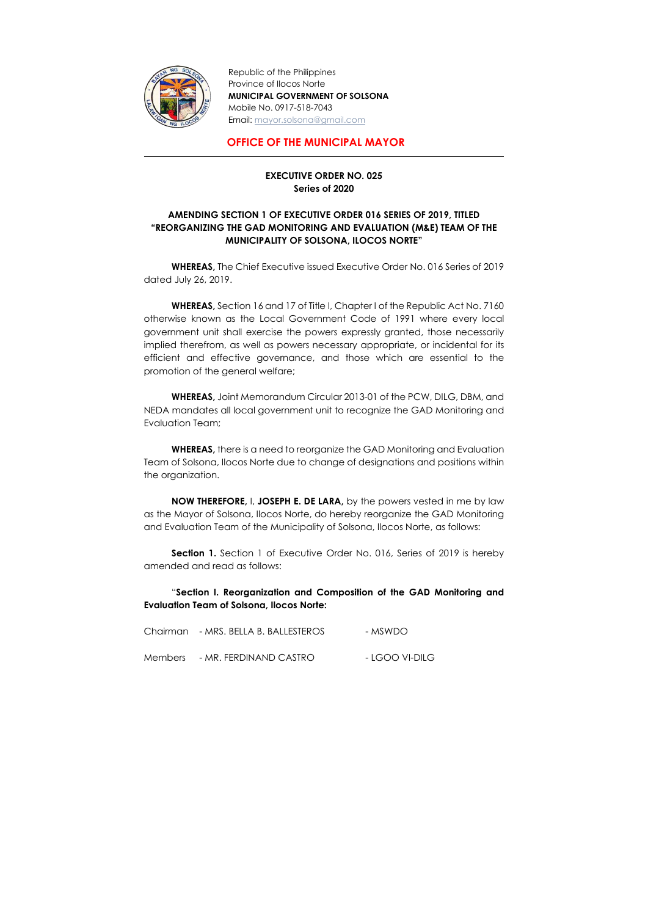Republic of the Philippines
Province of Ilocos Norte
**MUNICIPAL GOVERNMENT OF SOLSONA**
Mobile No. 0917-518-7043
Email: mayor.solsona@gmail.com

## OFFICE OF THE MUNICIPAL MAYOR

**EXECUTIVE ORDER NO. 025**
**Series of 2020**

**AMENDING SECTION 1 OF EXECUTIVE ORDER 016 SERIES OF 2019, TITLED "REORGANIZING THE GAD MONITORING AND EVALUATION (M&E) TEAM OF THE MUNICIPALITY OF SOLSONA, ILOCOS NORTE"**

**WHEREAS,** The Chief Executive issued Executive Order No. 016 Series of 2019 dated July 26, 2019.

**WHEREAS,** Section 16 and 17 of Title I, Chapter I of the Republic Act No. 7160 otherwise known as the Local Government Code of 1991 where every local government unit shall exercise the powers expressly granted, those necessarily implied therefrom, as well as powers necessary appropriate, or incidental for its efficient and effective governance, and those which are essential to the promotion of the general welfare;

**WHEREAS,** Joint Memorandum Circular 2013-01 of the PCW, DILG, DBM, and NEDA mandates all local government unit to recognize the GAD Monitoring and Evaluation Team;

**WHEREAS,** there is a need to reorganize the GAD Monitoring and Evaluation Team of Solsona, Ilocos Norte due to change of designations and positions within the organization.

**NOW THEREFORE,** I, **JOSEPH E. DE LARA,** by the powers vested in me by law as the Mayor of Solsona, Ilocos Norte, do hereby reorganize the GAD Monitoring and Evaluation Team of the Municipality of Solsona, Ilocos Norte, as follows:

**Section 1.** Section 1 of Executive Order No. 016, Series of 2019 is hereby amended and read as follows:

"**Section I. Reorganization and Composition of the GAD Monitoring and Evaluation Team of Solsona, Ilocos Norte:**

| | | |
|---|---|---|
| Chairman | - MRS. BELLA B. BALLESTEROS | - MSWDO |
| Members | - MR. FERDINAND CASTRO | - LGOO VI-DILG |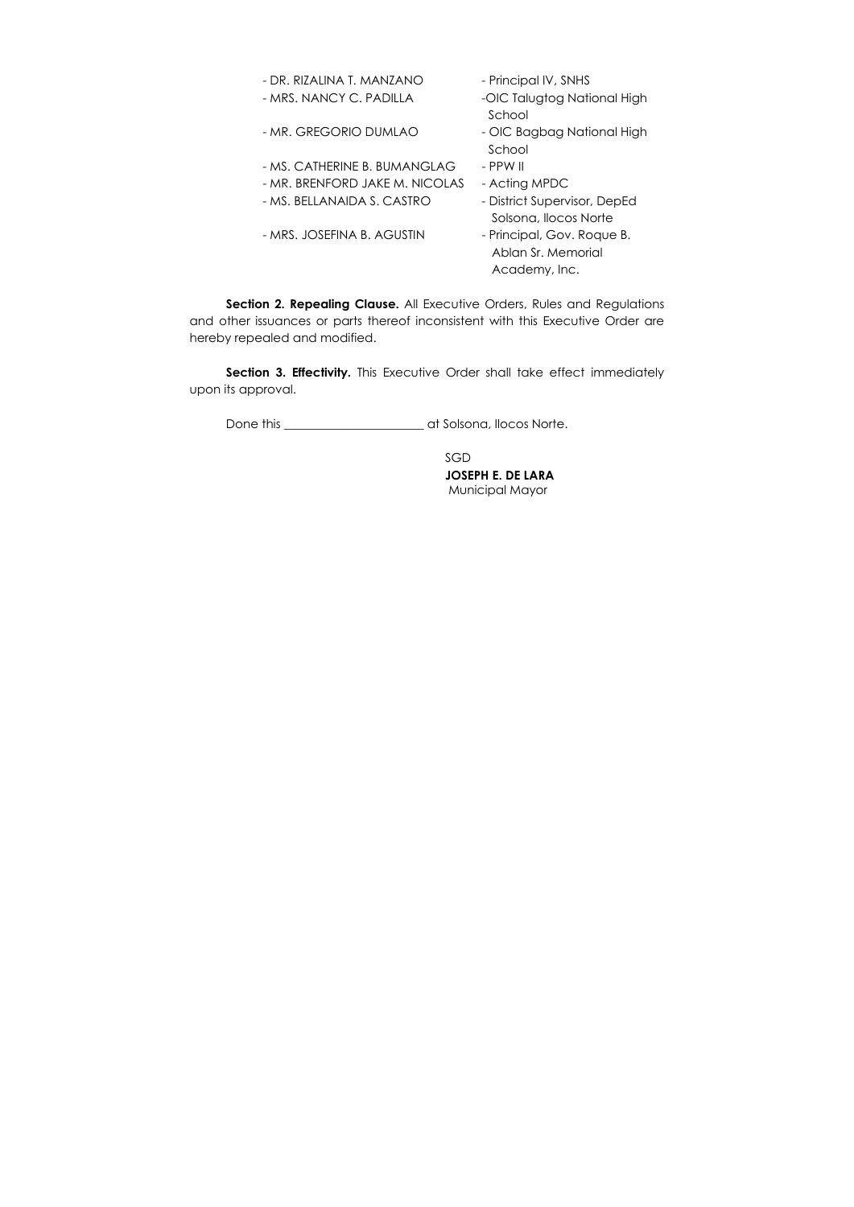| | |
|---|---|
| - DR. RIZALINA T. MANZANO | - Principal IV, SNHS |
| - MRS. NANCY C. PADILLA | -OIC Talugtog National High School |
| - MR. GREGORIO DUMLAO | - OIC Bagbag National High School |
| - MS. CATHERINE B. BUMANGLAG | - PPW II |
| - MR. BRENFORD JAKE M. NICOLAS | - Acting MPDC |
| - MS. BELLANAIDA S. CASTRO | - District Supervisor, DepEd Solsona, Ilocos Norte |
| - MRS. JOSEFINA B. AGUSTIN | - Principal, Gov. Roque B. Ablan Sr. Memorial Academy, Inc. |

**Section 2. Repealing Clause.** All Executive Orders, Rules and Regulations and other issuances or parts thereof inconsistent with this Executive Order are hereby repealed and modified.

**Section 3. Effectivity.** This Executive Order shall take effect immediately upon its approval.

Done this ______________________ at Solsona, Ilocos Norte.

SGD
**JOSEPH E. DE LARA**
Municipal Mayor